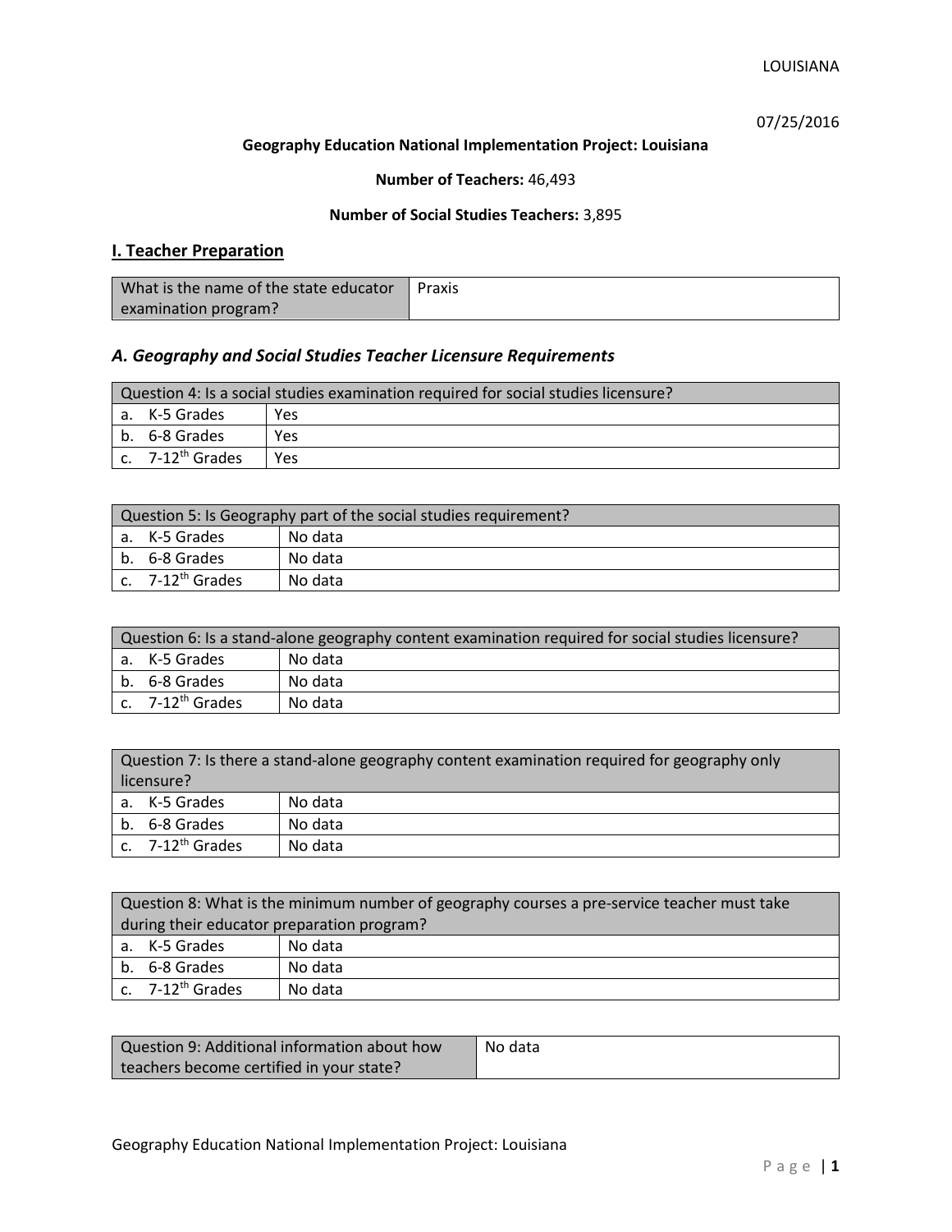07/25/2016

**Geography Education National Implementation Project: Louisiana**

**Number of Teachers:** 46,493

**Number of Social Studies Teachers:** 3,895

## I. Teacher Preparation

| What is the name of the state educator examination program? | Praxis |
|---|---|

### *A. Geography and Social Studies Teacher Licensure Requirements*

| Question 4: Is a social studies examination required for social studies licensure? | |
|---|---|
| a. K-5 Grades | Yes |
| b. 6-8 Grades | Yes |
| c. 7-12th Grades | Yes |

| Question 5: Is Geography part of the social studies requirement? | |
|---|---|
| a. K-5 Grades | No data |
| b. 6-8 Grades | No data |
| c. 7-12th Grades | No data |

| Question 6: Is a stand-alone geography content examination required for social studies licensure? | |
|---|---|
| a. K-5 Grades | No data |
| b. 6-8 Grades | No data |
| c. 7-12th Grades | No data |

| Question 7: Is there a stand-alone geography content examination required for geography only licensure? | |
|---|---|
| a. K-5 Grades | No data |
| b. 6-8 Grades | No data |
| c. 7-12th Grades | No data |

| Question 8: What is the minimum number of geography courses a pre-service teacher must take during their educator preparation program? | |
|---|---|
| a. K-5 Grades | No data |
| b. 6-8 Grades | No data |
| c. 7-12th Grades | No data |

| Question 9: Additional information about how teachers become certified in your state? | No data |
|---|---|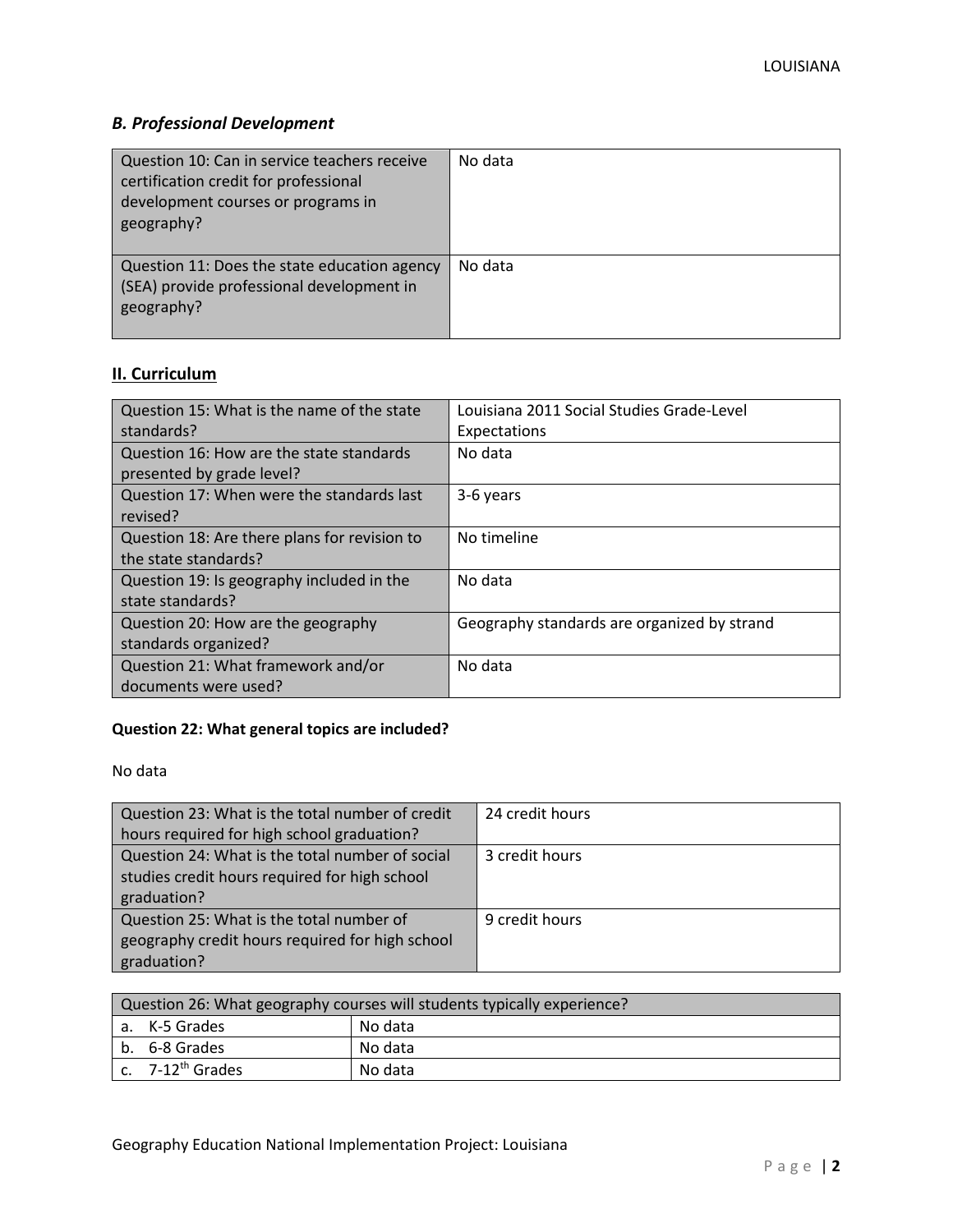### *B. Professional Development*

| Question | Response |
| --- | --- |
| Question 10: Can in service teachers receive certification credit for professional development courses or programs in geography? | No data |
| Question 11: Does the state education agency (SEA) provide professional development in geography? | No data |

## II. Curriculum

| Question | Response |
| --- | --- |
| Question 15: What is the name of the state standards? | Louisiana 2011 Social Studies Grade-Level Expectations |
| Question 16: How are the state standards presented by grade level? | No data |
| Question 17: When were the standards last revised? | 3-6 years |
| Question 18: Are there plans for revision to the state standards? | No timeline |
| Question 19: Is geography included in the state standards? | No data |
| Question 20: How are the geography standards organized? | Geography standards are organized by strand |
| Question 21: What framework and/or documents were used? | No data |

**Question 22: What general topics are included?**

No data

| Question | Response |
| --- | --- |
| Question 23: What is the total number of credit hours required for high school graduation? | 24 credit hours |
| Question 24: What is the total number of social studies credit hours required for high school graduation? | 3 credit hours |
| Question 25: What is the total number of geography credit hours required for high school graduation? | 9 credit hours |

| Question 26: What geography courses will students typically experience? | |
| --- | --- |
| a. K-5 Grades | No data |
| b. 6-8 Grades | No data |
| c. 7-12th Grades | No data |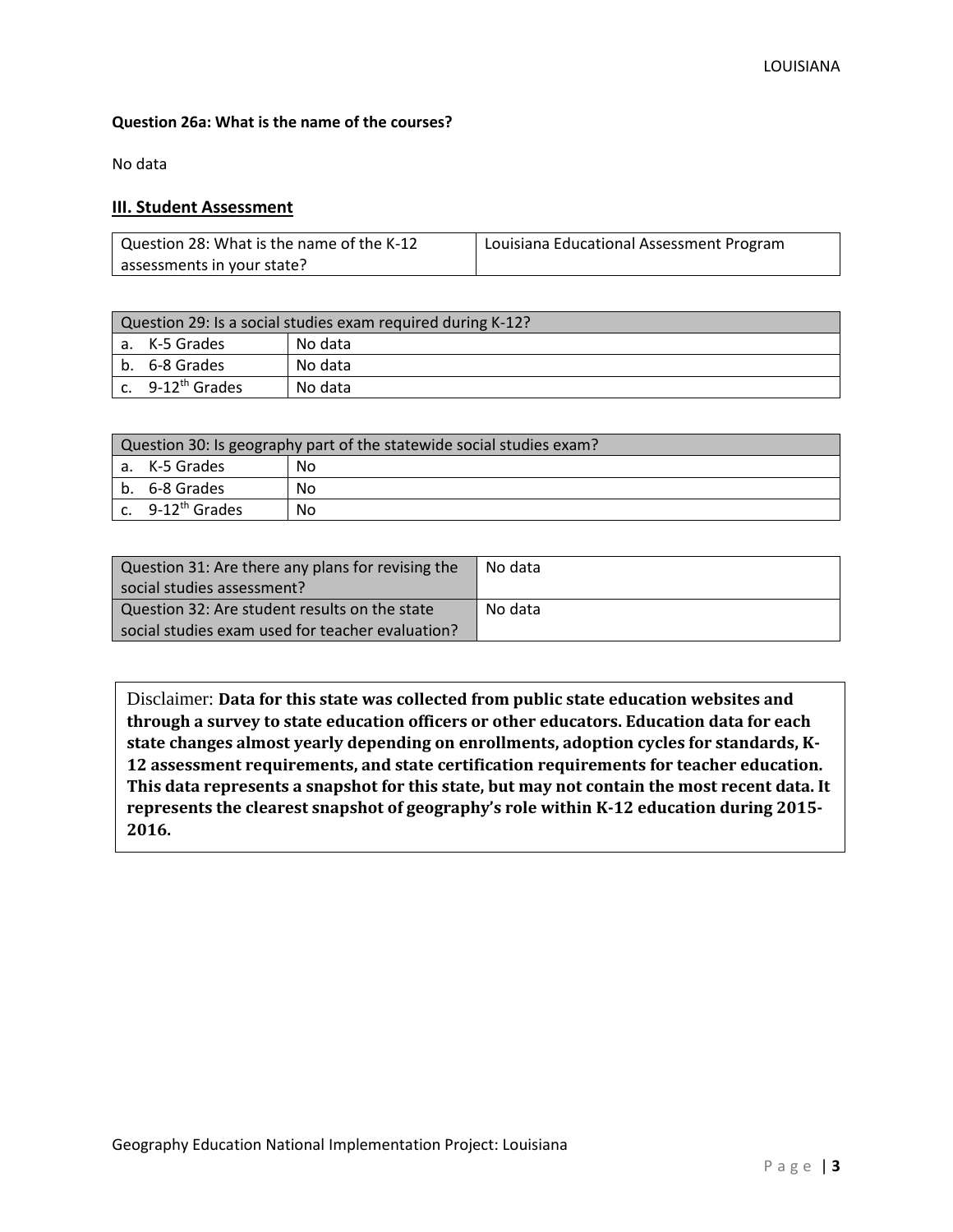**Question 26a: What is the name of the courses?**

No data

## III. Student Assessment

| | |
|---|---|
| Question 28: What is the name of the K-12 assessments in your state? | Louisiana Educational Assessment Program |

| Question 29: Is a social studies exam required during K-12? | |
|---|---|
| a. K-5 Grades | No data |
| b. 6-8 Grades | No data |
| c. 9-12th Grades | No data |

| Question 30: Is geography part of the statewide social studies exam? | |
|---|---|
| a. K-5 Grades | No |
| b. 6-8 Grades | No |
| c. 9-12th Grades | No |

| | |
|---|---|
| Question 31: Are there any plans for revising the social studies assessment? | No data |
| Question 32: Are student results on the state social studies exam used for teacher evaluation? | No data |

Disclaimer: **Data for this state was collected from public state education websites and through a survey to state education officers or other educators. Education data for each state changes almost yearly depending on enrollments, adoption cycles for standards, K-12 assessment requirements, and state certification requirements for teacher education. This data represents a snapshot for this state, but may not contain the most recent data. It represents the clearest snapshot of geography's role within K-12 education during 2015-2016.**